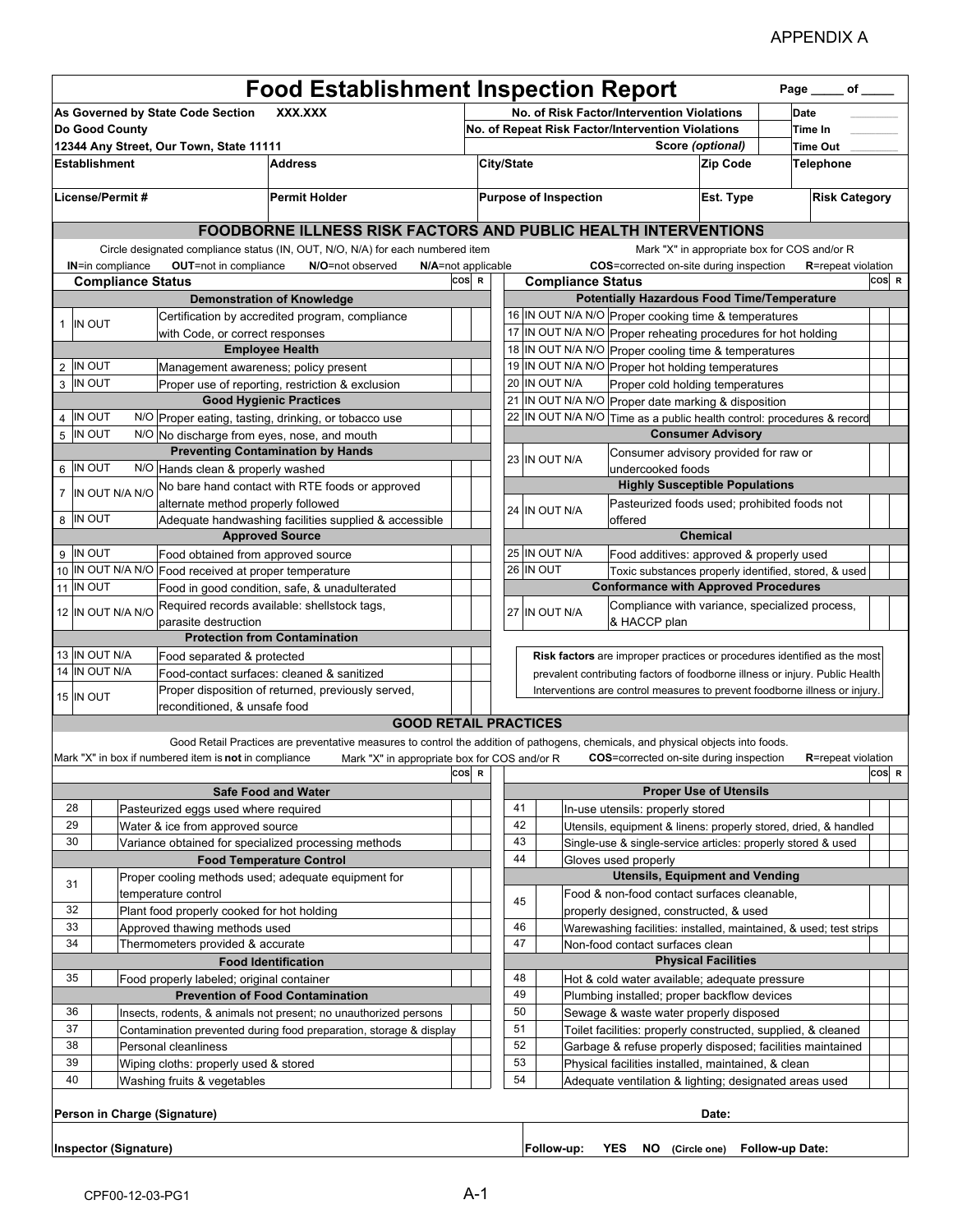APPENDIX A

# Food Establishment Inspection Report

Page _____ of _____

| As Governed by State Code Section XXX.XXX | | No. of Risk Factor/Intervention Violations | | Date |
|---|---|---|---|---|
| Do Good County | | No. of Repeat Risk Factor/Intervention Violations | | Time In |
| 12344 Any Street, Our Town, State 11111 | | Score *(optional)* | | Time Out |
| **Establishment** | **Address** | **City/State** | **Zip Code** | **Telephone** |
| **License/Permit #** | **Permit Holder** | **Purpose of Inspection** | **Est. Type** | **Risk Category** |

## FOODBORNE ILLNESS RISK FACTORS AND PUBLIC HEALTH INTERVENTIONS

Circle designated compliance status (IN, OUT, N/O, N/A) for each numbered item — Mark "X" in appropriate box for COS and/or R

**IN**=in compliance **OUT**=not in compliance **N/O**=not observed **N/A**=not applicable **COS**=corrected on-site during inspection **R**=repeat violation

| # | Compliance Status | | COS | R |
|---|---|---|---|---|
| | **Demonstration of Knowledge** | | | |
| 1 | IN OUT | Certification by accredited program, compliance with Code, or correct responses | | |
| | **Employee Health** | | | |
| 2 | IN OUT | Management awareness; policy present | | |
| 3 | IN OUT | Proper use of reporting, restriction & exclusion | | |
| | **Good Hygienic Practices** | | | |
| 4 | IN OUT N/O | Proper eating, tasting, drinking, or tobacco use | | |
| 5 | IN OUT N/O | No discharge from eyes, nose, and mouth | | |
| | **Preventing Contamination by Hands** | | | |
| 6 | IN OUT N/O | Hands clean & properly washed | | |
| 7 | IN OUT N/A N/O | No bare hand contact with RTE foods or approved alternate method properly followed | | |
| 8 | IN OUT | Adequate handwashing facilities supplied & accessible | | |
| | **Approved Source** | | | |
| 9 | IN OUT | Food obtained from approved source | | |
| 10 | IN OUT N/A N/O | Food received at proper temperature | | |
| 11 | IN OUT | Food in good condition, safe, & unadulterated | | |
| 12 | IN OUT N/A N/O | Required records available: shellstock tags, parasite destruction | | |
| | **Protection from Contamination** | | | |
| 13 | IN OUT N/A | Food separated & protected | | |
| 14 | IN OUT N/A | Food-contact surfaces: cleaned & sanitized | | |
| 15 | IN OUT | Proper disposition of returned, previously served, reconditioned, & unsafe food | | |

| # | Compliance Status | | COS | R |
|---|---|---|---|---|
| | **Potentially Hazardous Food Time/Temperature** | | | |
| 16 | IN OUT N/A N/O | Proper cooking time & temperatures | | |
| 17 | IN OUT N/A N/O | Proper reheating procedures for hot holding | | |
| 18 | IN OUT N/A N/O | Proper cooling time & temperatures | | |
| 19 | IN OUT N/A N/O | Proper hot holding temperatures | | |
| 20 | IN OUT N/A | Proper cold holding temperatures | | |
| 21 | IN OUT N/A N/O | Proper date marking & disposition | | |
| 22 | IN OUT N/A N/O | Time as a public health control: procedures & record | | |
| | **Consumer Advisory** | | | |
| 23 | IN OUT N/A | Consumer advisory provided for raw or undercooked foods | | |
| | **Highly Susceptible Populations** | | | |
| 24 | IN OUT N/A | Pasteurized foods used; prohibited foods not offered | | |
| | **Chemical** | | | |
| 25 | IN OUT N/A | Food additives: approved & properly used | | |
| 26 | IN OUT | Toxic substances properly identified, stored, & used | | |
| | **Conformance with Approved Procedures** | | | |
| 27 | IN OUT N/A | Compliance with variance, specialized process, & HACCP plan | | |

**Risk factors** are improper practices or procedures identified as the most prevalent contributing factors of foodborne illness or injury. Public Health Interventions are control measures to prevent foodborne illness or injury.

## GOOD RETAIL PRACTICES

Good Retail Practices are preventative measures to control the addition of pathogens, chemicals, and physical objects into foods.

Mark "X" in box if numbered item is **not** in compliance — Mark "X" in appropriate box for COS and/or R — **COS**=corrected on-site during inspection **R**=repeat violation

| # | | | COS | R |
|---|---|---|---|---|
| | | **Safe Food and Water** | | |
| 28 | | Pasteurized eggs used where required | | |
| 29 | | Water & ice from approved source | | |
| 30 | | Variance obtained for specialized processing methods | | |
| | | **Food Temperature Control** | | |
| 31 | | Proper cooling methods used; adequate equipment for temperature control | | |
| 32 | | Plant food properly cooked for hot holding | | |
| 33 | | Approved thawing methods used | | |
| 34 | | Thermometers provided & accurate | | |
| | | **Food Identification** | | |
| 35 | | Food properly labeled; original container | | |
| | | **Prevention of Food Contamination** | | |
| 36 | | Insects, rodents, & animals not present; no unauthorized persons | | |
| 37 | | Contamination prevented during food preparation, storage & display | | |
| 38 | | Personal cleanliness | | |
| 39 | | Wiping cloths: properly used & stored | | |
| 40 | | Washing fruits & vegetables | | |

| # | | | COS | R |
|---|---|---|---|---|
| | | **Proper Use of Utensils** | | |
| 41 | | In-use utensils: properly stored | | |
| 42 | | Utensils, equipment & linens: properly stored, dried, & handled | | |
| 43 | | Single-use & single-service articles: properly stored & used | | |
| 44 | | Gloves used properly | | |
| | | **Utensils, Equipment and Vending** | | |
| 45 | | Food & non-food contact surfaces cleanable, properly designed, constructed, & used | | |
| 46 | | Warewashing facilities: installed, maintained, & used; test strips | | |
| 47 | | Non-food contact surfaces clean | | |
| | | **Physical Facilities** | | |
| 48 | | Hot & cold water available; adequate pressure | | |
| 49 | | Plumbing installed; proper backflow devices | | |
| 50 | | Sewage & waste water properly disposed | | |
| 51 | | Toilet facilities: properly constructed, supplied, & cleaned | | |
| 52 | | Garbage & refuse properly disposed; facilities maintained | | |
| 53 | | Physical facilities installed, maintained, & clean | | |
| 54 | | Adequate ventilation & lighting; designated areas used | | |

**Person in Charge (Signature)** — **Date:**

**Inspector (Signature)** — **Follow-up: YES NO** (Circle one) **Follow-up Date:**

CPF00-12-03-PG1

A-1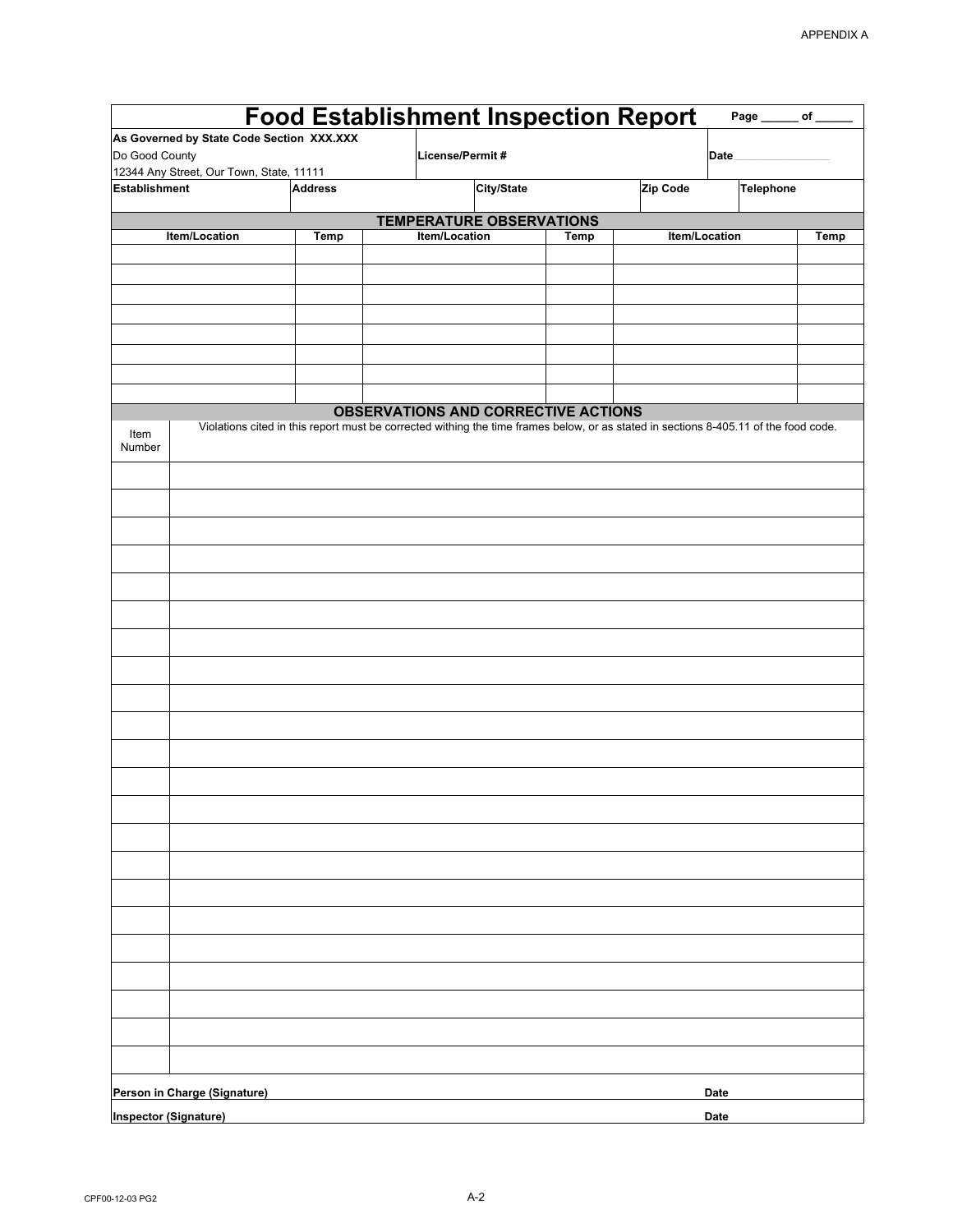APPENDIX A

# Food Establishment Inspection Report

Page ______ of ______

| As Governed by State Code Section XXX.XXX<br>Do Good County<br>12344 Any Street, Our Town, State, 11111 | License/Permit # | Date |
|---|---|---|

| Establishment | Address | City/State | Zip Code | Telephone |
|---|---|---|---|---|
| | | | | |

## TEMPERATURE OBSERVATIONS

| Item/Location | Temp | Item/Location | Temp | Item/Location | Temp |
|---|---|---|---|---|---|
| | | | | | |
| | | | | | |
| | | | | | |
| | | | | | |
| | | | | | |
| | | | | | |
| | | | | | |
| | | | | | |

## OBSERVATIONS AND CORRECTIVE ACTIONS

| Item Number | Violations cited in this report must be corrected withing the time frames below, or as stated in sections 8-405.11 of the food code. |
|---|---|
| | |
| | |
| | |
| | |
| | |
| | |
| | |
| | |
| | |
| | |
| | |
| | |
| | |
| | |
| | |
| | |
| | |
| | |
| | |
| | |
| | |
| | |

| Person in Charge (Signature) | Date |
|---|---|
| **Inspector (Signature)** | **Date** |

CPF00-12-03 PG2

A-2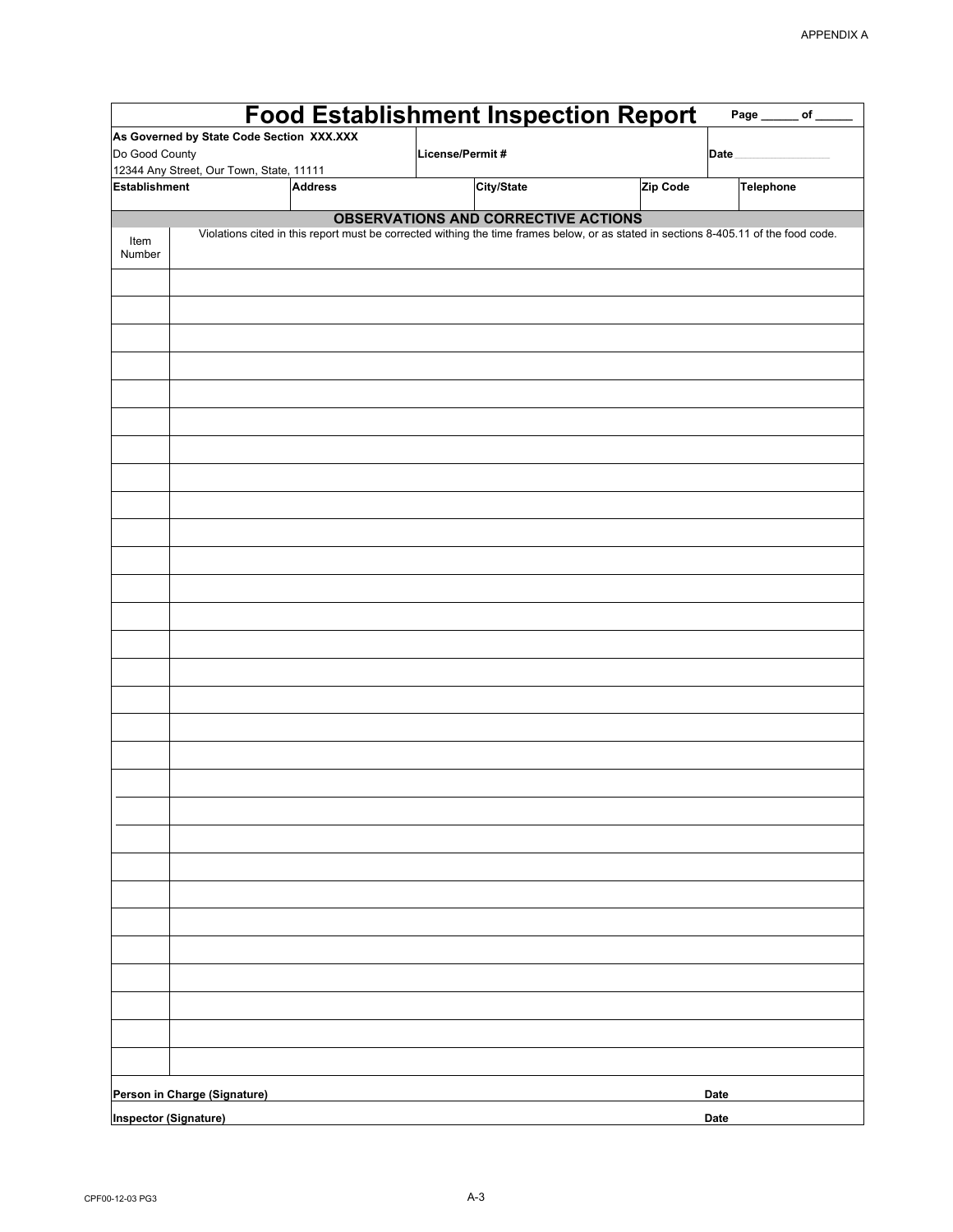# Food Establishment Inspection Report

Page ______ of ______

**As Governed by State Code Section XXX.XXX**

Do Good County

12344 Any Street, Our Town, State, 11111

**License/Permit #**

**Date**

| Establishment | Address | City/State | Zip Code | Telephone |
|---|---|---|---|---|
| | | | | |

## OBSERVATIONS AND CORRECTIVE ACTIONS

| Item Number | Violations cited in this report must be corrected withing the time frames below, or as stated in sections 8-405.11 of the food code. |
|---|---|
| | |
| | |
| | |
| | |
| | |
| | |
| | |
| | |
| | |
| | |
| | |
| | |
| | |
| | |
| | |
| | |
| | |
| | |
| | |
| | |
| | |
| | |
| | |
| | |
| | |
| | |
| | |
| | |
| | |

**Person in Charge (Signature)** **Date**

**Inspector (Signature)** **Date**

CPF00-12-03 PG3